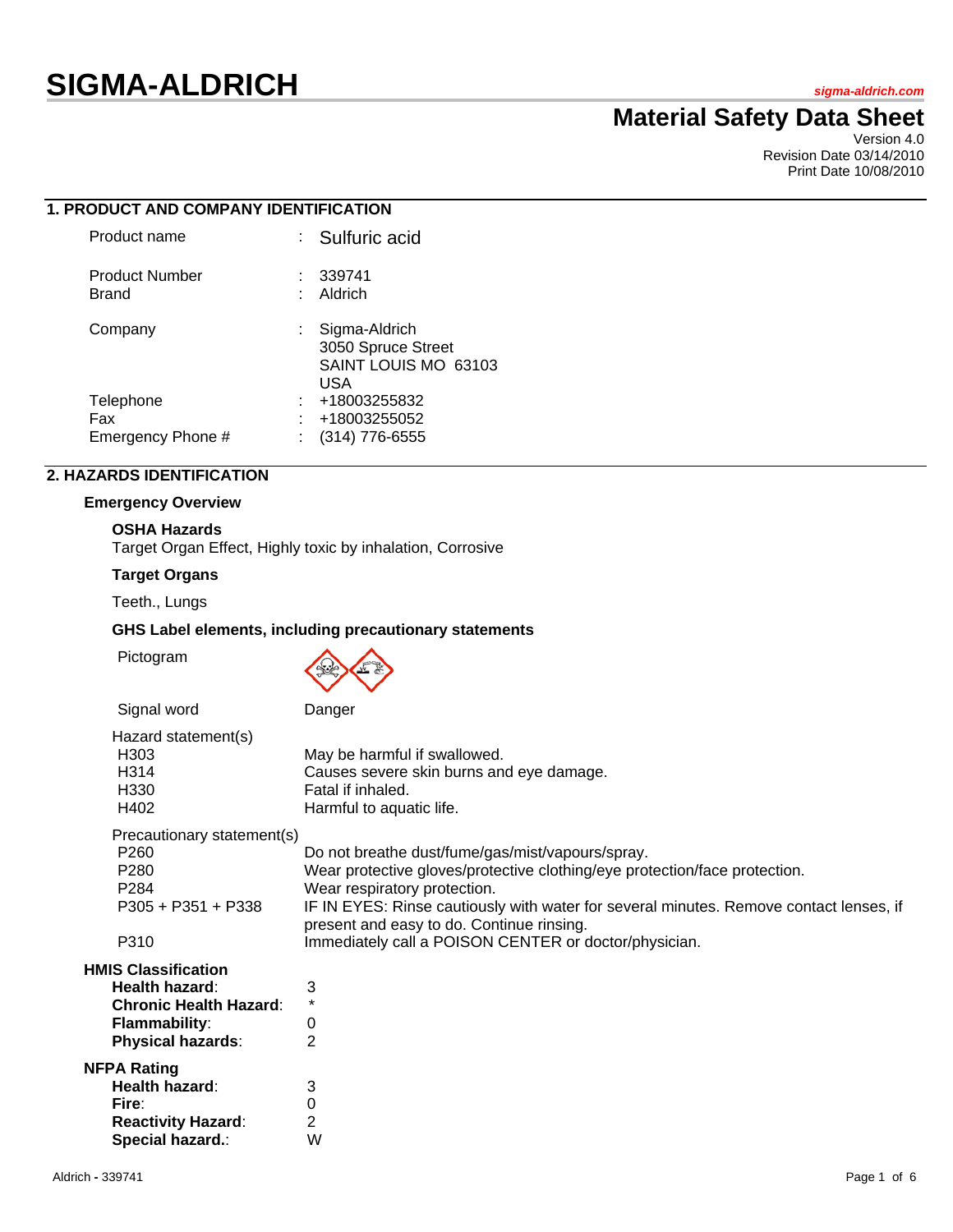# SIGMA-ALDRICH

sigma-aldrich.com

## Material Safety Data Sheet

Version 4.0
Revision Date 03/14/2010
Print Date 10/08/2010

## 1. PRODUCT AND COMPANY IDENTIFICATION

| | | |
|---|---|---|
| Product name | : | Sulfuric acid |
| Product Number | : | 339741 |
| Brand | : | Aldrich |
| Company | : | Sigma-Aldrich<br>3050 Spruce Street<br>SAINT LOUIS MO 63103<br>USA |
| Telephone | : | +18003255832 |
| Fax | : | +18003255052 |
| Emergency Phone # | : | (314) 776-6555 |

## 2. HAZARDS IDENTIFICATION

### Emergency Overview

**OSHA Hazards**
Target Organ Effect, Highly toxic by inhalation, Corrosive

**Target Organs**

Teeth., Lungs

**GHS Label elements, including precautionary statements**

Pictogram

Signal word: Danger

Hazard statement(s)

| | |
|---|---|
| H303 | May be harmful if swallowed. |
| H314 | Causes severe skin burns and eye damage. |
| H330 | Fatal if inhaled. |
| H402 | Harmful to aquatic life. |

Precautionary statement(s)

| | |
|---|---|
| P260 | Do not breathe dust/fume/gas/mist/vapours/spray. |
| P280 | Wear protective gloves/protective clothing/eye protection/face protection. |
| P284 | Wear respiratory protection. |
| P305 + P351 + P338 | IF IN EYES: Rinse cautiously with water for several minutes. Remove contact lenses, if present and easy to do. Continue rinsing. |
| P310 | Immediately call a POISON CENTER or doctor/physician. |

**HMIS Classification**

| | |
|---|---|
| **Health hazard**: | 3 |
| **Chronic Health Hazard**: | * |
| **Flammability**: | 0 |
| **Physical hazards**: | 2 |

**NFPA Rating**

| | |
|---|---|
| **Health hazard**: | 3 |
| **Fire**: | 0 |
| **Reactivity Hazard**: | 2 |
| **Special hazard.**: | W |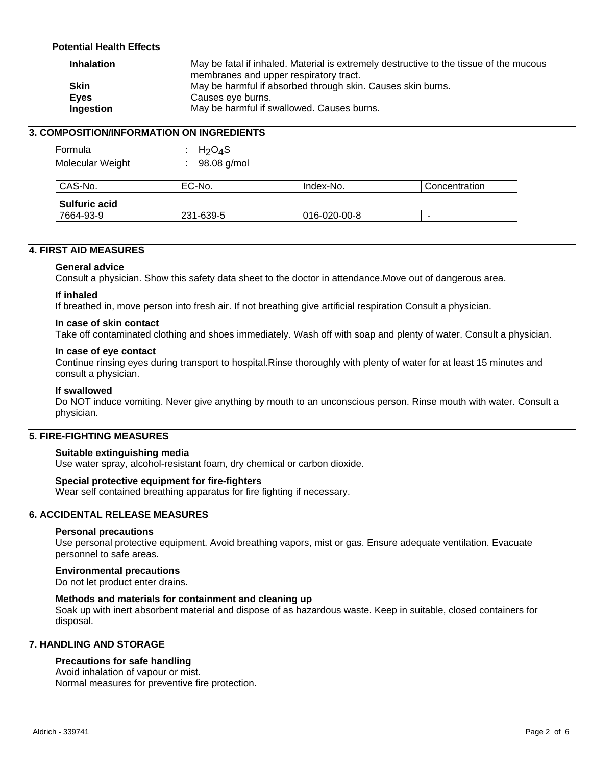**Potential Health Effects**

| | |
|---|---|
| **Inhalation** | May be fatal if inhaled. Material is extremely destructive to the tissue of the mucous membranes and upper respiratory tract. |
| **Skin** | May be harmful if absorbed through skin. Causes skin burns. |
| **Eyes** | Causes eye burns. |
| **Ingestion** | May be harmful if swallowed. Causes burns. |

## 3. COMPOSITION/INFORMATION ON INGREDIENTS

Formula : $H_2O_4S$

Molecular Weight : 98.08 g/mol

| CAS-No. | EC-No. | Index-No. | Concentration |
|---|---|---|---|
| **Sulfuric acid** | | | |
| 7664-93-9 | 231-639-5 | 016-020-00-8 | - |

## 4. FIRST AID MEASURES

**General advice**
Consult a physician. Show this safety data sheet to the doctor in attendance.Move out of dangerous area.

**If inhaled**
If breathed in, move person into fresh air. If not breathing give artificial respiration Consult a physician.

**In case of skin contact**
Take off contaminated clothing and shoes immediately. Wash off with soap and plenty of water. Consult a physician.

**In case of eye contact**
Continue rinsing eyes during transport to hospital.Rinse thoroughly with plenty of water for at least 15 minutes and consult a physician.

**If swallowed**
Do NOT induce vomiting. Never give anything by mouth to an unconscious person. Rinse mouth with water. Consult a physician.

## 5. FIRE-FIGHTING MEASURES

**Suitable extinguishing media**
Use water spray, alcohol-resistant foam, dry chemical or carbon dioxide.

**Special protective equipment for fire-fighters**
Wear self contained breathing apparatus for fire fighting if necessary.

## 6. ACCIDENTAL RELEASE MEASURES

**Personal precautions**
Use personal protective equipment. Avoid breathing vapors, mist or gas. Ensure adequate ventilation. Evacuate personnel to safe areas.

**Environmental precautions**
Do not let product enter drains.

**Methods and materials for containment and cleaning up**
Soak up with inert absorbent material and dispose of as hazardous waste. Keep in suitable, closed containers for disposal.

## 7. HANDLING AND STORAGE

**Precautions for safe handling**
Avoid inhalation of vapour or mist.
Normal measures for preventive fire protection.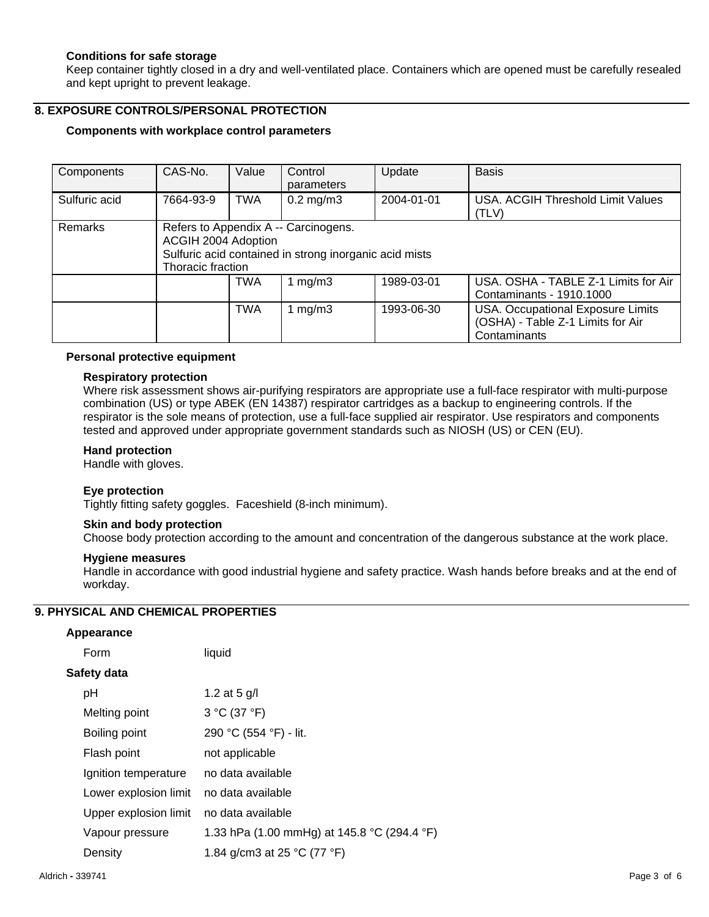**Conditions for safe storage**
Keep container tightly closed in a dry and well-ventilated place. Containers which are opened must be carefully resealed and kept upright to prevent leakage.

## 8. EXPOSURE CONTROLS/PERSONAL PROTECTION

**Components with workplace control parameters**

| Components | CAS-No. | Value | Control parameters | Update | Basis |
|---|---|---|---|---|---|
| Sulfuric acid | 7664-93-9 | TWA | 0.2 mg/m3 | 2004-01-01 | USA. ACGIH Threshold Limit Values (TLV) |
| Remarks | Refers to Appendix A -- Carcinogens. ACGIH 2004 Adoption Sulfuric acid contained in strong inorganic acid mists Thoracic fraction | | | | |
| | | TWA | 1 mg/m3 | 1989-03-01 | USA. OSHA - TABLE Z-1 Limits for Air Contaminants - 1910.1000 |
| | | TWA | 1 mg/m3 | 1993-06-30 | USA. Occupational Exposure Limits (OSHA) - Table Z-1 Limits for Air Contaminants |

**Personal protective equipment**

**Respiratory protection**
Where risk assessment shows air-purifying respirators are appropriate use a full-face respirator with multi-purpose combination (US) or type ABEK (EN 14387) respirator cartridges as a backup to engineering controls. If the respirator is the sole means of protection, use a full-face supplied air respirator. Use respirators and components tested and approved under appropriate government standards such as NIOSH (US) or CEN (EU).

**Hand protection**
Handle with gloves.

**Eye protection**
Tightly fitting safety goggles. Faceshield (8-inch minimum).

**Skin and body protection**
Choose body protection according to the amount and concentration of the dangerous substance at the work place.

**Hygiene measures**
Handle in accordance with good industrial hygiene and safety practice. Wash hands before breaks and at the end of workday.

## 9. PHYSICAL AND CHEMICAL PROPERTIES

**Appearance**

Form liquid

**Safety data**

| | |
|---|---|
| pH | 1.2 at 5 g/l |
| Melting point | 3 °C (37 °F) |
| Boiling point | 290 °C (554 °F) - lit. |
| Flash point | not applicable |
| Ignition temperature | no data available |
| Lower explosion limit | no data available |
| Upper explosion limit | no data available |
| Vapour pressure | 1.33 hPa (1.00 mmHg) at 145.8 °C (294.4 °F) |
| Density | 1.84 g/cm3 at 25 °C (77 °F) |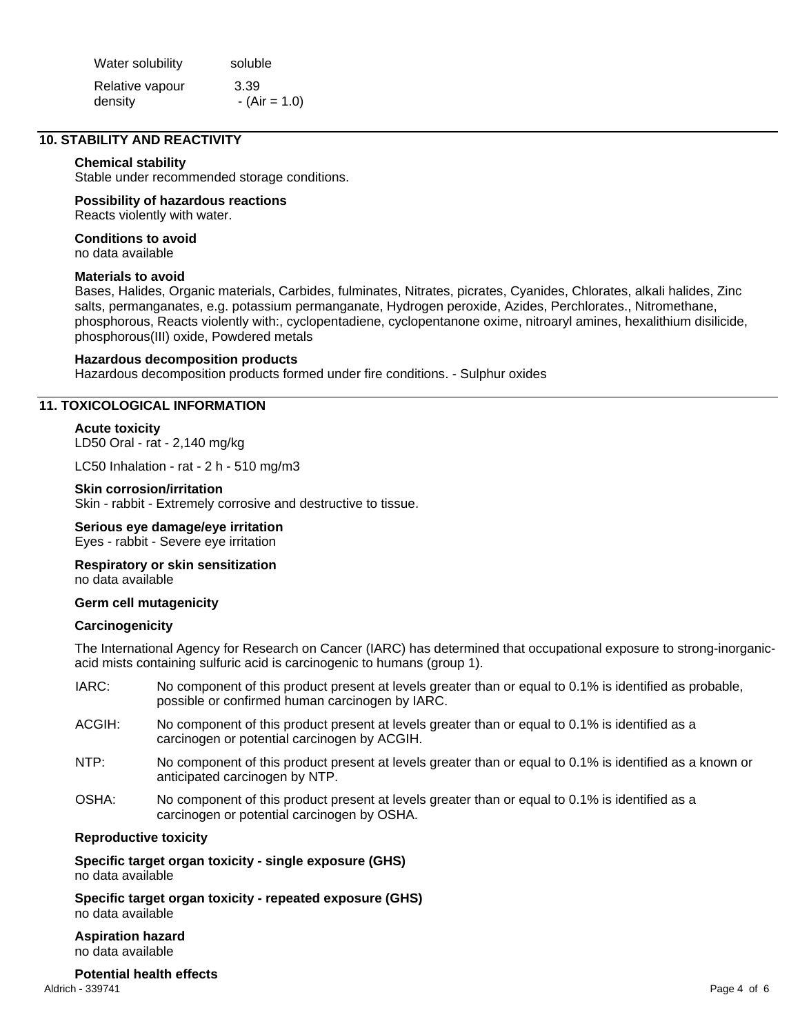| Water solubility | soluble |
| --- | --- |
| Relative vapour density | 3.39 - (Air = 1.0) |

## 10. STABILITY AND REACTIVITY

**Chemical stability**
Stable under recommended storage conditions.

**Possibility of hazardous reactions**
Reacts violently with water.

**Conditions to avoid**
no data available

**Materials to avoid**
Bases, Halides, Organic materials, Carbides, fulminates, Nitrates, picrates, Cyanides, Chlorates, alkali halides, Zinc salts, permanganates, e.g. potassium permanganate, Hydrogen peroxide, Azides, Perchlorates., Nitromethane, phosphorous, Reacts violently with:, cyclopentadiene, cyclopentanone oxime, nitroaryl amines, hexalithium disilicide, phosphorous(III) oxide, Powdered metals

**Hazardous decomposition products**
Hazardous decomposition products formed under fire conditions. - Sulphur oxides

## 11. TOXICOLOGICAL INFORMATION

**Acute toxicity**
LD50 Oral - rat - 2,140 mg/kg

LC50 Inhalation - rat - 2 h - 510 mg/m3

**Skin corrosion/irritation**
Skin - rabbit - Extremely corrosive and destructive to tissue.

**Serious eye damage/eye irritation**
Eyes - rabbit - Severe eye irritation

**Respiratory or skin sensitization**
no data available

**Germ cell mutagenicity**

**Carcinogenicity**

The International Agency for Research on Cancer (IARC) has determined that occupational exposure to strong-inorganic-acid mists containing sulfuric acid is carcinogenic to humans (group 1).

| | |
| --- | --- |
| IARC: | No component of this product present at levels greater than or equal to 0.1% is identified as probable, possible or confirmed human carcinogen by IARC. |
| ACGIH: | No component of this product present at levels greater than or equal to 0.1% is identified as a carcinogen or potential carcinogen by ACGIH. |
| NTP: | No component of this product present at levels greater than or equal to 0.1% is identified as a known or anticipated carcinogen by NTP. |
| OSHA: | No component of this product present at levels greater than or equal to 0.1% is identified as a carcinogen or potential carcinogen by OSHA. |

**Reproductive toxicity**

**Specific target organ toxicity - single exposure (GHS)**
no data available

**Specific target organ toxicity - repeated exposure (GHS)**
no data available

**Aspiration hazard**
no data available

**Potential health effects**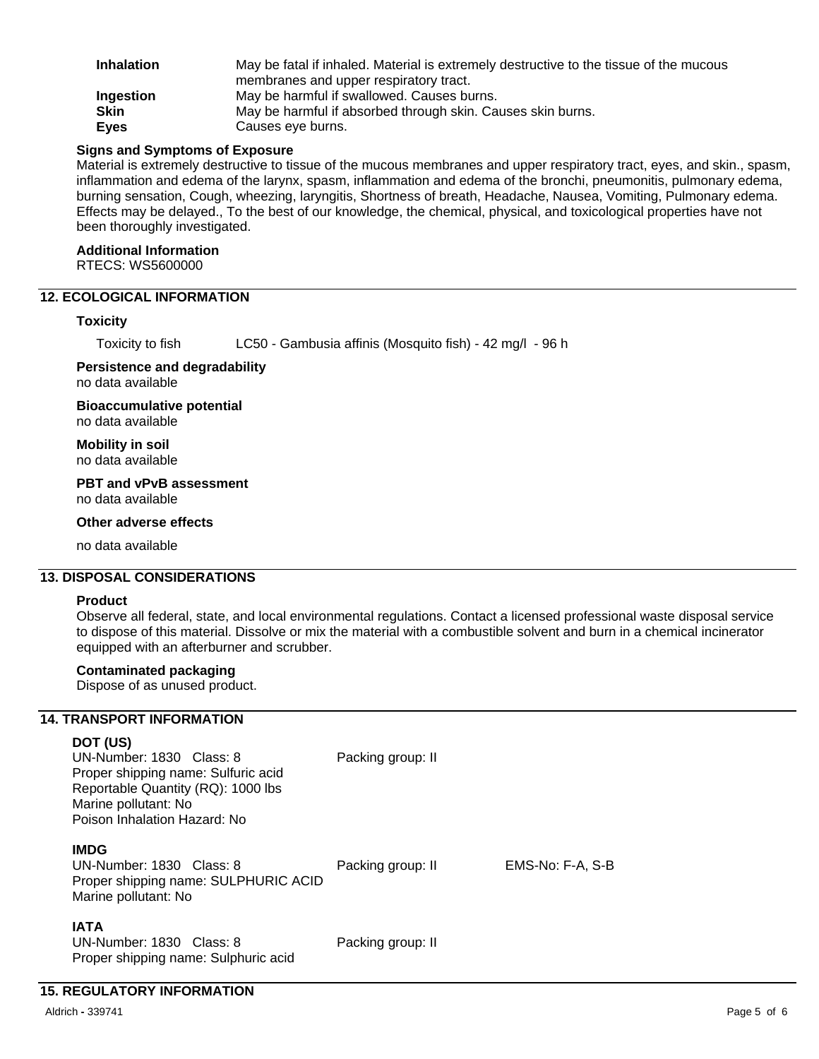| | |
|---|---|
| **Inhalation** | May be fatal if inhaled. Material is extremely destructive to the tissue of the mucous membranes and upper respiratory tract. |
| **Ingestion** | May be harmful if swallowed. Causes burns. |
| **Skin** | May be harmful if absorbed through skin. Causes skin burns. |
| **Eyes** | Causes eye burns. |

**Signs and Symptoms of Exposure**

Material is extremely destructive to tissue of the mucous membranes and upper respiratory tract, eyes, and skin., spasm, inflammation and edema of the larynx, spasm, inflammation and edema of the bronchi, pneumonitis, pulmonary edema, burning sensation, Cough, wheezing, laryngitis, Shortness of breath, Headache, Nausea, Vomiting, Pulmonary edema. Effects may be delayed., To the best of our knowledge, the chemical, physical, and toxicological properties have not been thoroughly investigated.

**Additional Information**

RTECS: WS5600000

## 12. ECOLOGICAL INFORMATION

**Toxicity**

Toxicity to fish    LC50 - Gambusia affinis (Mosquito fish) - 42 mg/l - 96 h

**Persistence and degradability**

no data available

**Bioaccumulative potential**

no data available

**Mobility in soil**

no data available

**PBT and vPvB assessment**

no data available

**Other adverse effects**

no data available

## 13. DISPOSAL CONSIDERATIONS

**Product**

Observe all federal, state, and local environmental regulations. Contact a licensed professional waste disposal service to dispose of this material. Dissolve or mix the material with a combustible solvent and burn in a chemical incinerator equipped with an afterburner and scrubber.

**Contaminated packaging**

Dispose of as unused product.

## 14. TRANSPORT INFORMATION

**DOT (US)**

UN-Number: 1830 Class: 8    Packing group: II
Proper shipping name: Sulfuric acid
Reportable Quantity (RQ): 1000 lbs
Marine pollutant: No
Poison Inhalation Hazard: No

**IMDG**

UN-Number: 1830 Class: 8    Packing group: II    EMS-No: F-A, S-B
Proper shipping name: SULPHURIC ACID
Marine pollutant: No

**IATA**

UN-Number: 1830 Class: 8    Packing group: II
Proper shipping name: Sulphuric acid

## 15. REGULATORY INFORMATION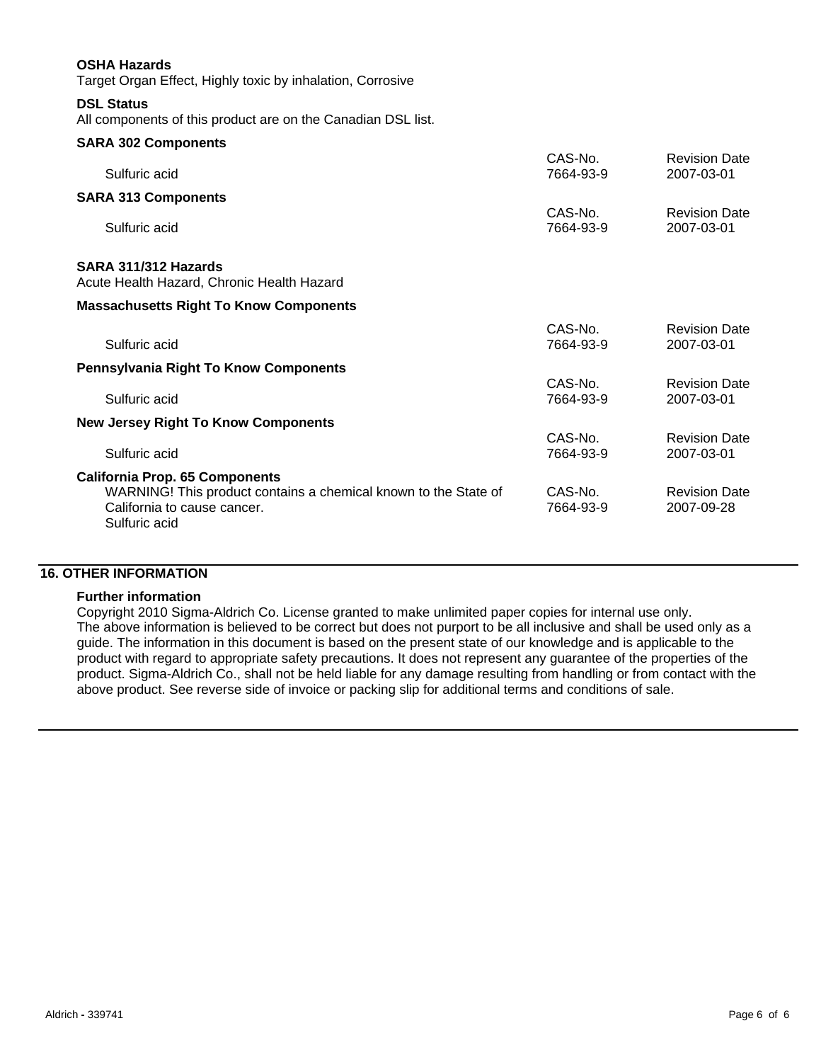**OSHA Hazards**

Target Organ Effect, Highly toxic by inhalation, Corrosive

**DSL Status**

All components of this product are on the Canadian DSL list.

**SARA 302 Components**

| | CAS-No. | Revision Date |
|---|---|---|
| Sulfuric acid | 7664-93-9 | 2007-03-01 |

**SARA 313 Components**

| | CAS-No. | Revision Date |
|---|---|---|
| Sulfuric acid | 7664-93-9 | 2007-03-01 |

**SARA 311/312 Hazards**

Acute Health Hazard, Chronic Health Hazard

**Massachusetts Right To Know Components**

| | CAS-No. | Revision Date |
|---|---|---|
| Sulfuric acid | 7664-93-9 | 2007-03-01 |

**Pennsylvania Right To Know Components**

| | CAS-No. | Revision Date |
|---|---|---|
| Sulfuric acid | 7664-93-9 | 2007-03-01 |

**New Jersey Right To Know Components**

| | CAS-No. | Revision Date |
|---|---|---|
| Sulfuric acid | 7664-93-9 | 2007-03-01 |

**California Prop. 65 Components**

| | CAS-No. | Revision Date |
|---|---|---|
| WARNING! This product contains a chemical known to the State of California to cause cancer. Sulfuric acid | 7664-93-9 | 2007-09-28 |

## 16. OTHER INFORMATION

**Further information**

Copyright 2010 Sigma-Aldrich Co. License granted to make unlimited paper copies for internal use only.
The above information is believed to be correct but does not purport to be all inclusive and shall be used only as a guide. The information in this document is based on the present state of our knowledge and is applicable to the product with regard to appropriate safety precautions. It does not represent any guarantee of the properties of the product. Sigma-Aldrich Co., shall not be held liable for any damage resulting from handling or from contact with the above product. See reverse side of invoice or packing slip for additional terms and conditions of sale.